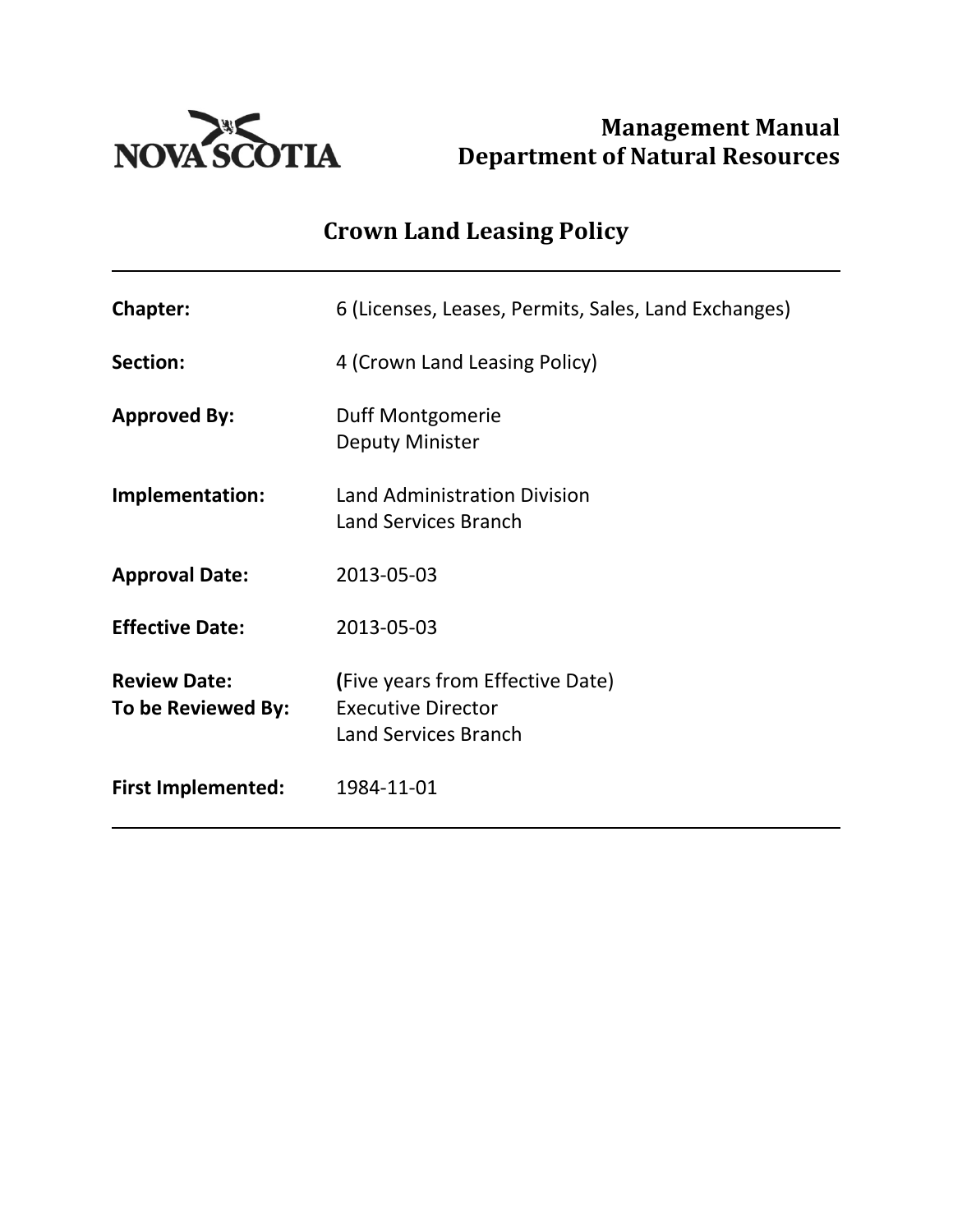**Management Manual**
**Department of Natural Resources**

# Crown Land Leasing Policy

---

**Chapter:** 6 (Licenses, Leases, Permits, Sales, Land Exchanges)

**Section:** 4 (Crown Land Leasing Policy)

**Approved By:** Duff Montgomerie
Deputy Minister

**Implementation:** Land Administration Division
Land Services Branch

**Approval Date:** 2013-05-03

**Effective Date:** 2013-05-03

**Review Date:** (Five years from Effective Date)
**To be Reviewed By:** Executive Director
Land Services Branch

**First Implemented:** 1984-11-01

---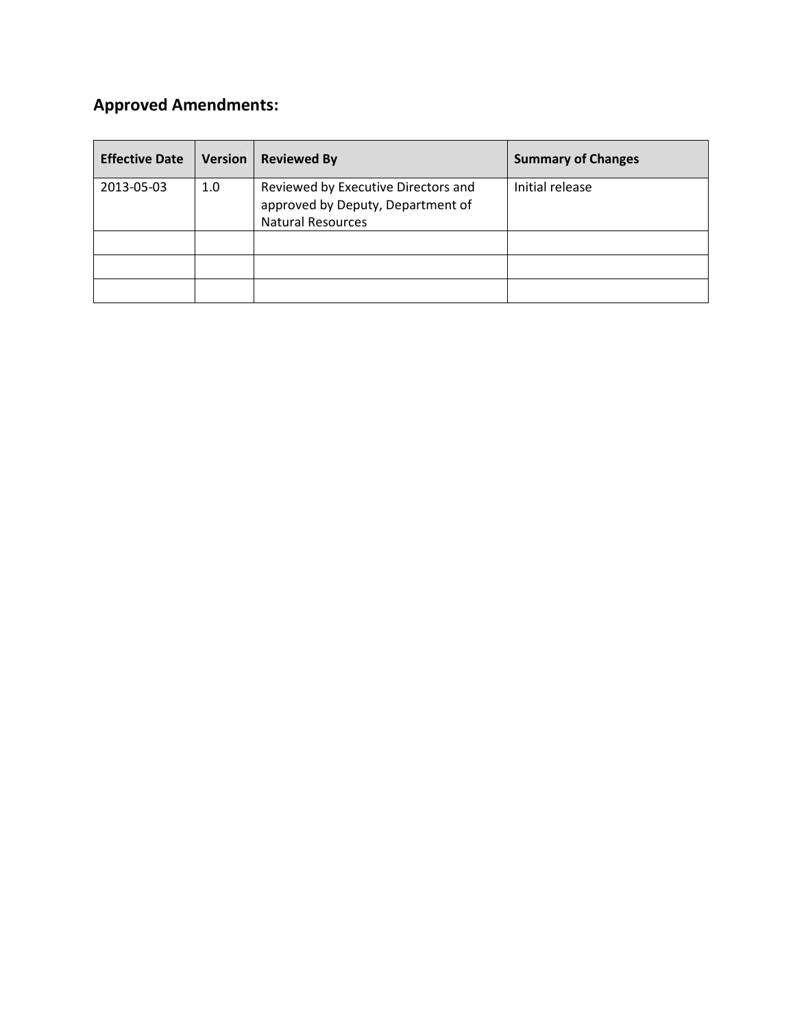## Approved Amendments:

| Effective Date | Version | Reviewed By | Summary of Changes |
| --- | --- | --- | --- |
| 2013-05-03 | 1.0 | Reviewed by Executive Directors and approved by Deputy, Department of Natural Resources | Initial release |
| | | | |
| | | | |
| | | | |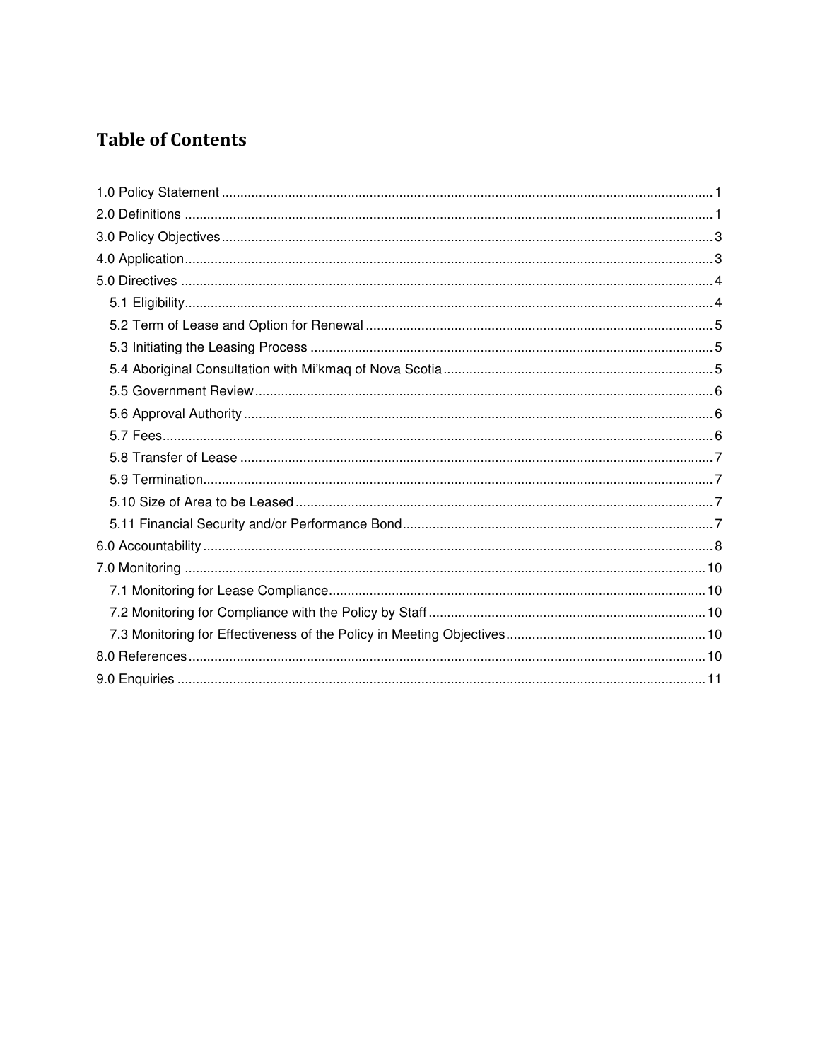# Table of Contents

1.0 Policy Statement ........ 1
2.0 Definitions ........ 1
3.0 Policy Objectives ........ 3
4.0 Application ........ 3
5.0 Directives ........ 4
- 5.1 Eligibility ........ 4
- 5.2 Term of Lease and Option for Renewal ........ 5
- 5.3 Initiating the Leasing Process ........ 5
- 5.4 Aboriginal Consultation with Mi’kmaq of Nova Scotia ........ 5
- 5.5 Government Review ........ 6
- 5.6 Approval Authority ........ 6
- 5.7 Fees ........ 6
- 5.8 Transfer of Lease ........ 7
- 5.9 Termination ........ 7
- 5.10 Size of Area to be Leased ........ 7
- 5.11 Financial Security and/or Performance Bond ........ 7

6.0 Accountability ........ 8
7.0 Monitoring ........ 10
- 7.1 Monitoring for Lease Compliance ........ 10
- 7.2 Monitoring for Compliance with the Policy by Staff ........ 10
- 7.3 Monitoring for Effectiveness of the Policy in Meeting Objectives ........ 10

8.0 References ........ 10
9.0 Enquiries ........ 11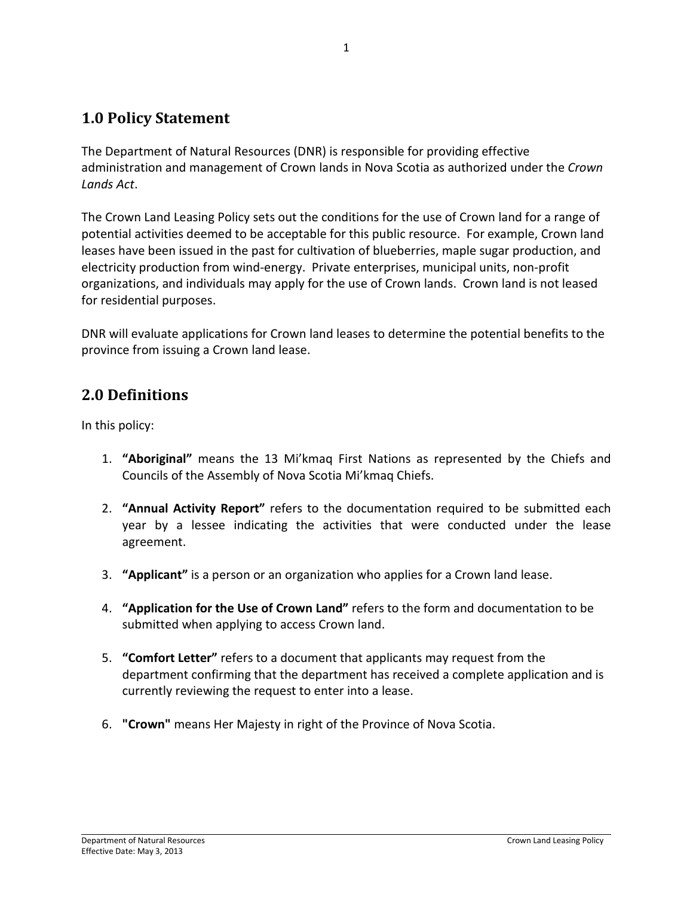## 1.0 Policy Statement

The Department of Natural Resources (DNR) is responsible for providing effective administration and management of Crown lands in Nova Scotia as authorized under the *Crown Lands Act*.

The Crown Land Leasing Policy sets out the conditions for the use of Crown land for a range of potential activities deemed to be acceptable for this public resource. For example, Crown land leases have been issued in the past for cultivation of blueberries, maple sugar production, and electricity production from wind-energy. Private enterprises, municipal units, non-profit organizations, and individuals may apply for the use of Crown lands. Crown land is not leased for residential purposes.

DNR will evaluate applications for Crown land leases to determine the potential benefits to the province from issuing a Crown land lease.

## 2.0 Definitions

In this policy:

1. **"Aboriginal"** means the 13 Mi'kmaq First Nations as represented by the Chiefs and Councils of the Assembly of Nova Scotia Mi'kmaq Chiefs.

2. **"Annual Activity Report"** refers to the documentation required to be submitted each year by a lessee indicating the activities that were conducted under the lease agreement.

3. **"Applicant"** is a person or an organization who applies for a Crown land lease.

4. **"Application for the Use of Crown Land"** refers to the form and documentation to be submitted when applying to access Crown land.

5. **"Comfort Letter"** refers to a document that applicants may request from the department confirming that the department has received a complete application and is currently reviewing the request to enter into a lease.

6. **"Crown"** means Her Majesty in right of the Province of Nova Scotia.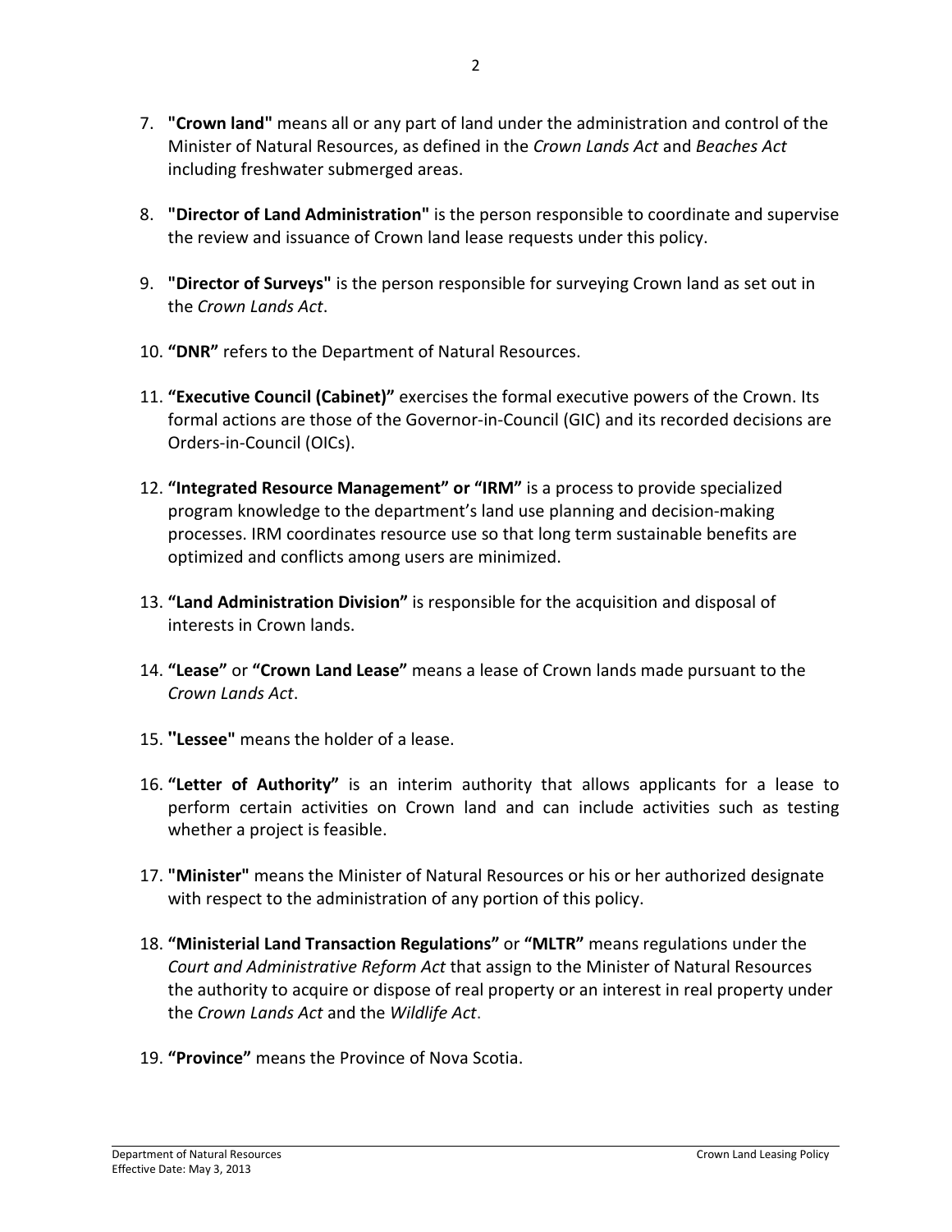7. **"Crown land"** means all or any part of land under the administration and control of the Minister of Natural Resources, as defined in the *Crown Lands Act* and *Beaches Act* including freshwater submerged areas.

8. **"Director of Land Administration"** is the person responsible to coordinate and supervise the review and issuance of Crown land lease requests under this policy.

9. **"Director of Surveys"** is the person responsible for surveying Crown land as set out in the *Crown Lands Act*.

10. **"DNR"** refers to the Department of Natural Resources.

11. **"Executive Council (Cabinet)"** exercises the formal executive powers of the Crown. Its formal actions are those of the Governor-in-Council (GIC) and its recorded decisions are Orders-in-Council (OICs).

12. **"Integrated Resource Management" or "IRM"** is a process to provide specialized program knowledge to the department's land use planning and decision-making processes. IRM coordinates resource use so that long term sustainable benefits are optimized and conflicts among users are minimized.

13. **"Land Administration Division"** is responsible for the acquisition and disposal of interests in Crown lands.

14. **"Lease"** or **"Crown Land Lease"** means a lease of Crown lands made pursuant to the *Crown Lands Act*.

15. **"Lessee"** means the holder of a lease.

16. **"Letter of Authority"** is an interim authority that allows applicants for a lease to perform certain activities on Crown land and can include activities such as testing whether a project is feasible.

17. **"Minister"** means the Minister of Natural Resources or his or her authorized designate with respect to the administration of any portion of this policy.

18. **"Ministerial Land Transaction Regulations"** or **"MLTR"** means regulations under the *Court and Administrative Reform Act* that assign to the Minister of Natural Resources the authority to acquire or dispose of real property or an interest in real property under the *Crown Lands Act* and the *Wildlife Act*.

19. **"Province"** means the Province of Nova Scotia.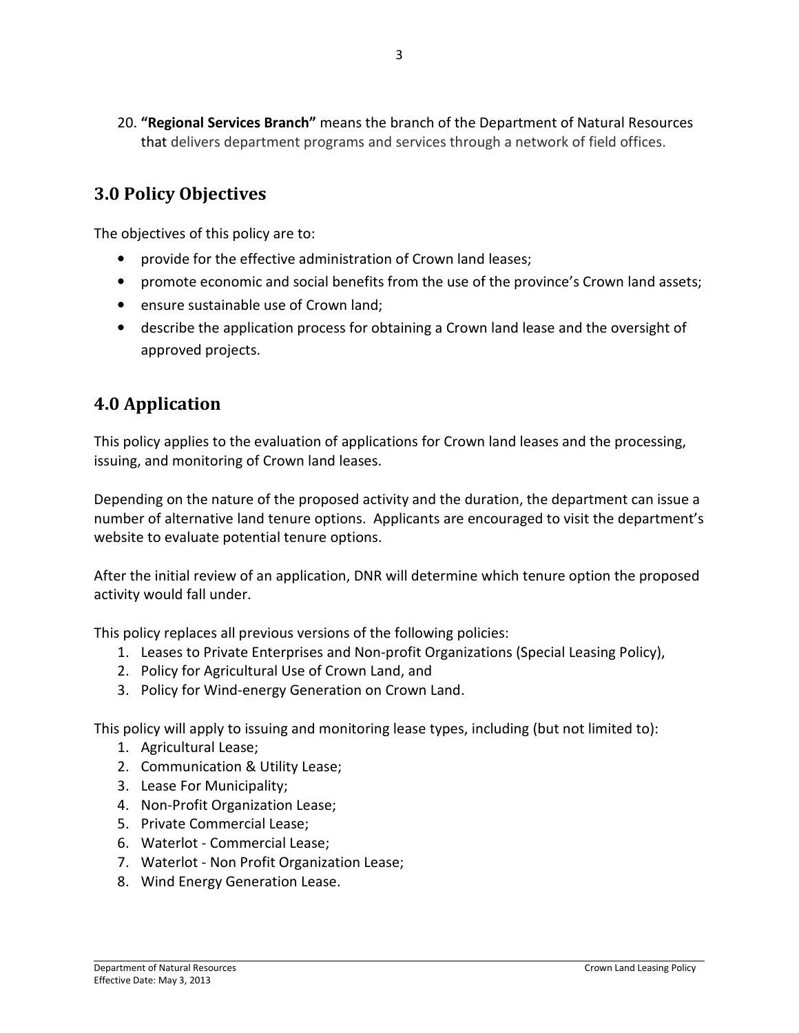20. **"Regional Services Branch"** means the branch of the Department of Natural Resources that delivers department programs and services through a network of field offices.

## 3.0 Policy Objectives

The objectives of this policy are to:

- provide for the effective administration of Crown land leases;
- promote economic and social benefits from the use of the province's Crown land assets;
- ensure sustainable use of Crown land;
- describe the application process for obtaining a Crown land lease and the oversight of approved projects.

## 4.0 Application

This policy applies to the evaluation of applications for Crown land leases and the processing, issuing, and monitoring of Crown land leases.

Depending on the nature of the proposed activity and the duration, the department can issue a number of alternative land tenure options. Applicants are encouraged to visit the department's website to evaluate potential tenure options.

After the initial review of an application, DNR will determine which tenure option the proposed activity would fall under.

This policy replaces all previous versions of the following policies:

1. Leases to Private Enterprises and Non-profit Organizations (Special Leasing Policy),
2. Policy for Agricultural Use of Crown Land, and
3. Policy for Wind-energy Generation on Crown Land.

This policy will apply to issuing and monitoring lease types, including (but not limited to):

1. Agricultural Lease;
2. Communication & Utility Lease;
3. Lease For Municipality;
4. Non-Profit Organization Lease;
5. Private Commercial Lease;
6. Waterlot - Commercial Lease;
7. Waterlot - Non Profit Organization Lease;
8. Wind Energy Generation Lease.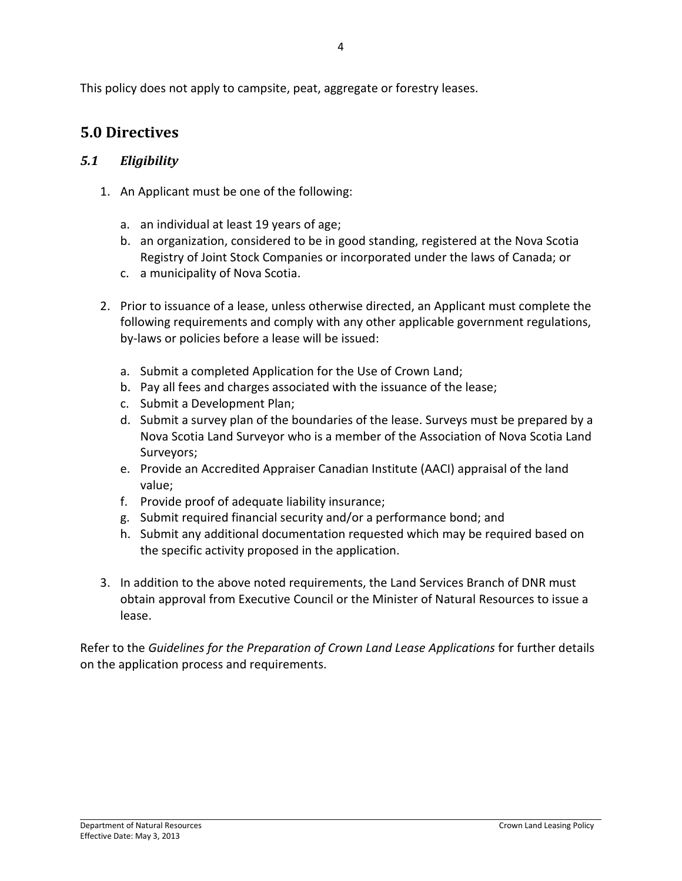This policy does not apply to campsite, peat, aggregate or forestry leases.

## 5.0 Directives

### *5.1 Eligibility*

1. An Applicant must be one of the following:

    a. an individual at least 19 years of age;
    b. an organization, considered to be in good standing, registered at the Nova Scotia Registry of Joint Stock Companies or incorporated under the laws of Canada; or
    c. a municipality of Nova Scotia.

2. Prior to issuance of a lease, unless otherwise directed, an Applicant must complete the following requirements and comply with any other applicable government regulations, by-laws or policies before a lease will be issued:

    a. Submit a completed Application for the Use of Crown Land;
    b. Pay all fees and charges associated with the issuance of the lease;
    c. Submit a Development Plan;
    d. Submit a survey plan of the boundaries of the lease. Surveys must be prepared by a Nova Scotia Land Surveyor who is a member of the Association of Nova Scotia Land Surveyors;
    e. Provide an Accredited Appraiser Canadian Institute (AACI) appraisal of the land value;
    f. Provide proof of adequate liability insurance;
    g. Submit required financial security and/or a performance bond; and
    h. Submit any additional documentation requested which may be required based on the specific activity proposed in the application.

3. In addition to the above noted requirements, the Land Services Branch of DNR must obtain approval from Executive Council or the Minister of Natural Resources to issue a lease.

Refer to the *Guidelines for the Preparation of Crown Land Lease Applications* for further details on the application process and requirements.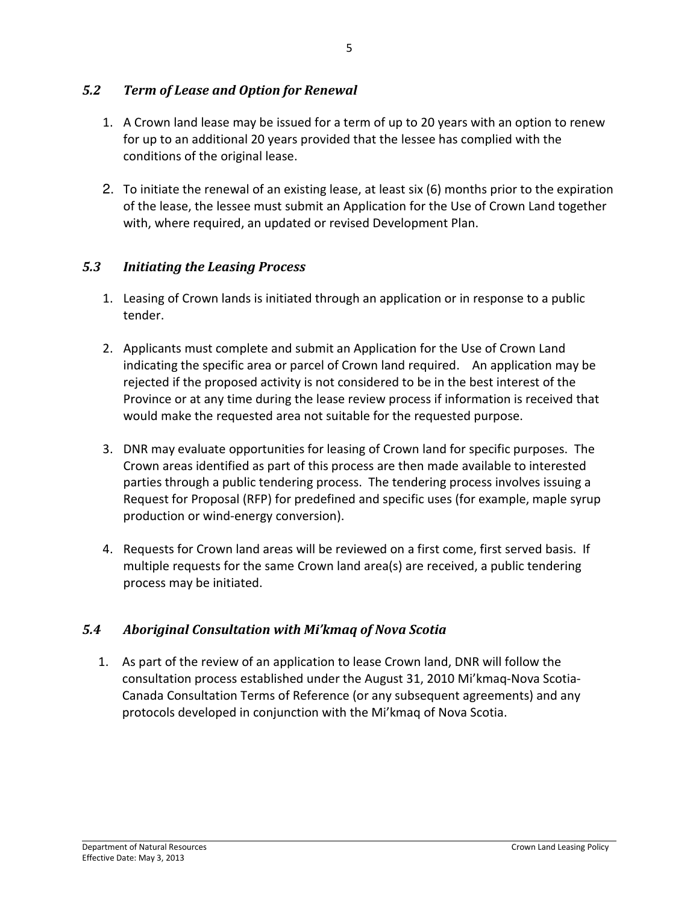### *5.2 Term of Lease and Option for Renewal*

1. A Crown land lease may be issued for a term of up to 20 years with an option to renew for up to an additional 20 years provided that the lessee has complied with the conditions of the original lease.

2. To initiate the renewal of an existing lease, at least six (6) months prior to the expiration of the lease, the lessee must submit an Application for the Use of Crown Land together with, where required, an updated or revised Development Plan.

### *5.3 Initiating the Leasing Process*

1. Leasing of Crown lands is initiated through an application or in response to a public tender.

2. Applicants must complete and submit an Application for the Use of Crown Land indicating the specific area or parcel of Crown land required. An application may be rejected if the proposed activity is not considered to be in the best interest of the Province or at any time during the lease review process if information is received that would make the requested area not suitable for the requested purpose.

3. DNR may evaluate opportunities for leasing of Crown land for specific purposes. The Crown areas identified as part of this process are then made available to interested parties through a public tendering process. The tendering process involves issuing a Request for Proposal (RFP) for predefined and specific uses (for example, maple syrup production or wind-energy conversion).

4. Requests for Crown land areas will be reviewed on a first come, first served basis. If multiple requests for the same Crown land area(s) are received, a public tendering process may be initiated.

### *5.4 Aboriginal Consultation with Mi'kmaq of Nova Scotia*

1. As part of the review of an application to lease Crown land, DNR will follow the consultation process established under the August 31, 2010 Mi'kmaq-Nova Scotia-Canada Consultation Terms of Reference (or any subsequent agreements) and any protocols developed in conjunction with the Mi'kmaq of Nova Scotia.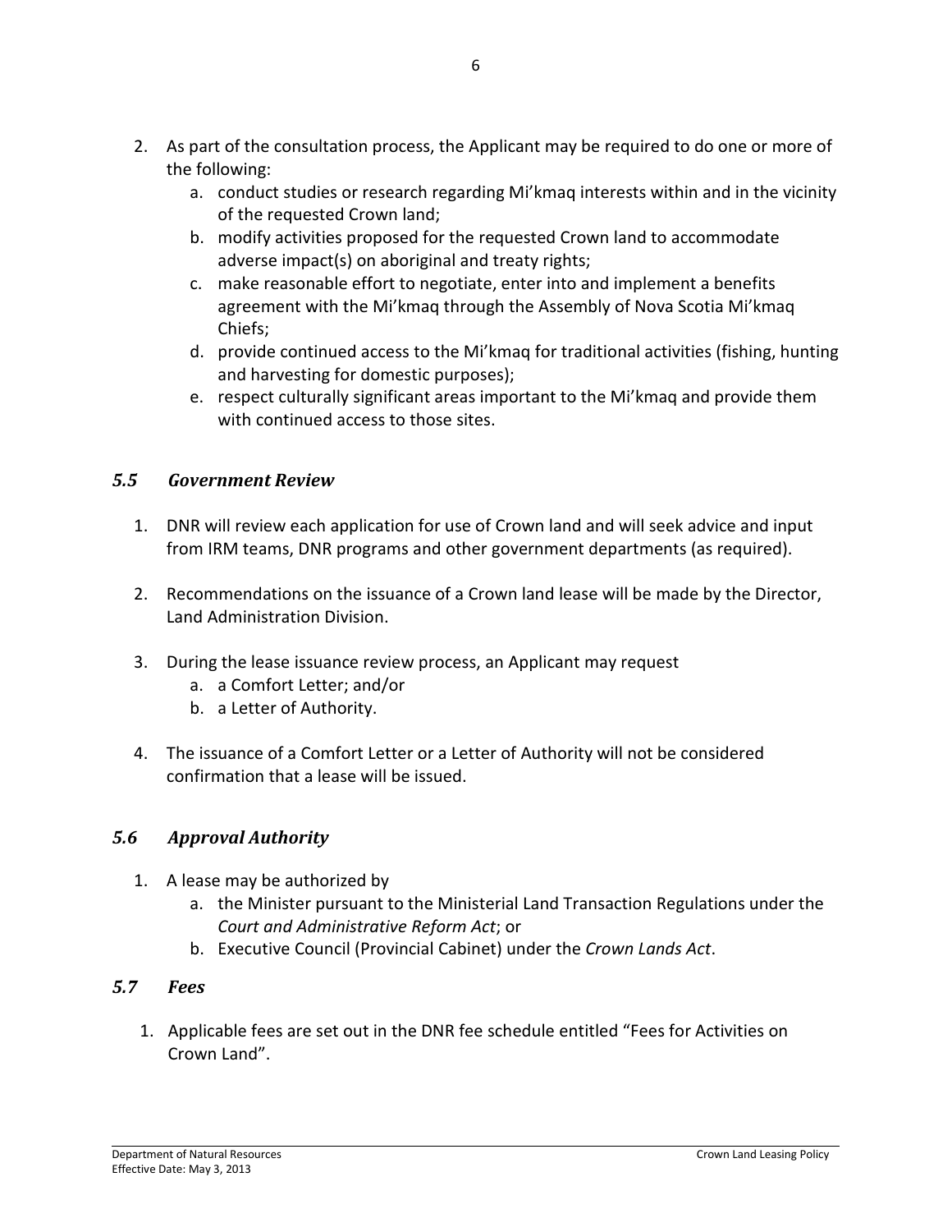2. As part of the consultation process, the Applicant may be required to do one or more of the following:
    a. conduct studies or research regarding Mi'kmaq interests within and in the vicinity of the requested Crown land;
    b. modify activities proposed for the requested Crown land to accommodate adverse impact(s) on aboriginal and treaty rights;
    c. make reasonable effort to negotiate, enter into and implement a benefits agreement with the Mi'kmaq through the Assembly of Nova Scotia Mi'kmaq Chiefs;
    d. provide continued access to the Mi'kmaq for traditional activities (fishing, hunting and harvesting for domestic purposes);
    e. respect culturally significant areas important to the Mi'kmaq and provide them with continued access to those sites.

### *5.5 Government Review*

1. DNR will review each application for use of Crown land and will seek advice and input from IRM teams, DNR programs and other government departments (as required).

2. Recommendations on the issuance of a Crown land lease will be made by the Director, Land Administration Division.

3. During the lease issuance review process, an Applicant may request
    a. a Comfort Letter; and/or
    b. a Letter of Authority.

4. The issuance of a Comfort Letter or a Letter of Authority will not be considered confirmation that a lease will be issued.

### *5.6 Approval Authority*

1. A lease may be authorized by
    a. the Minister pursuant to the Ministerial Land Transaction Regulations under the *Court and Administrative Reform Act*; or
    b. Executive Council (Provincial Cabinet) under the *Crown Lands Act*.

### *5.7 Fees*

1. Applicable fees are set out in the DNR fee schedule entitled "Fees for Activities on Crown Land".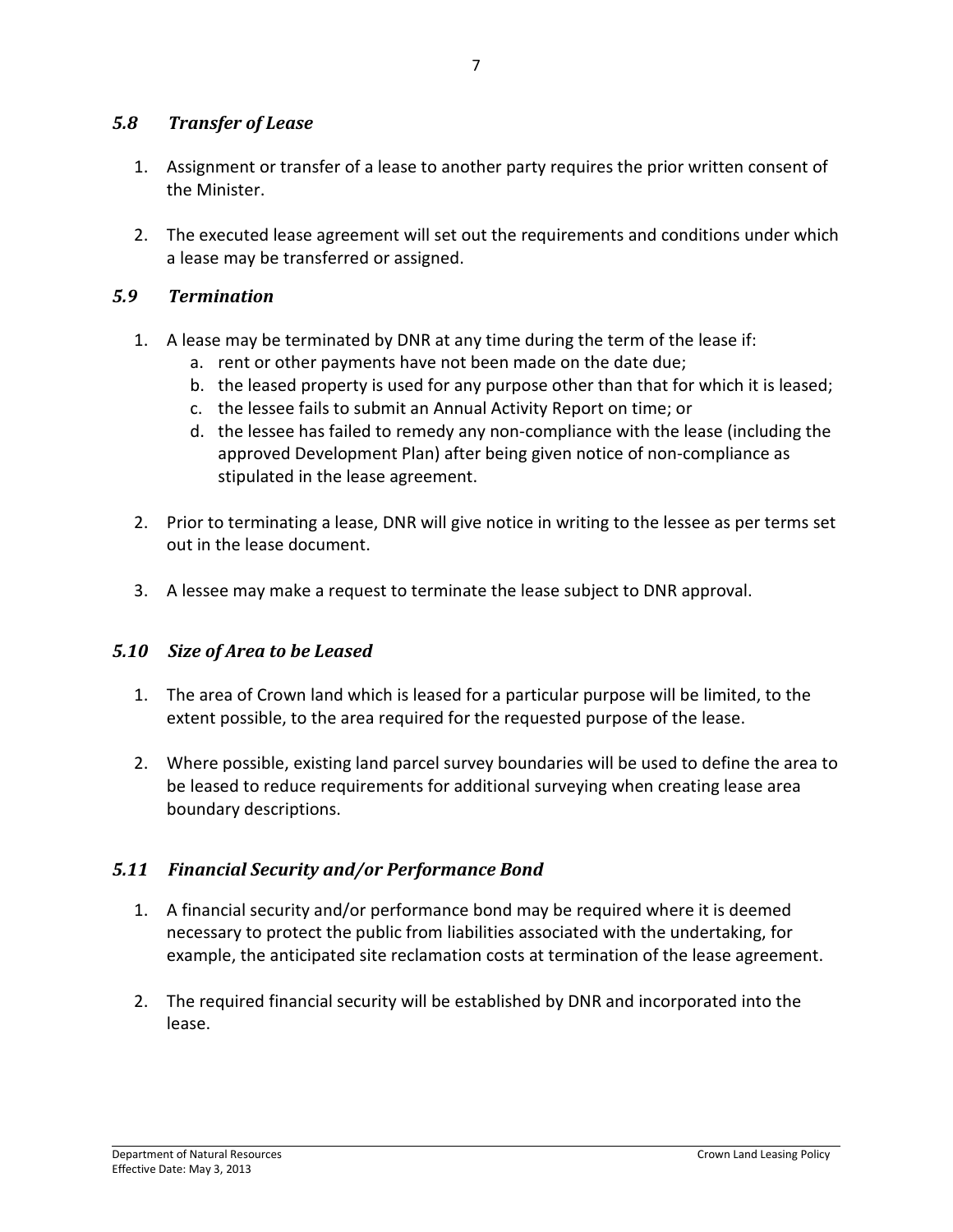### *5.8 Transfer of Lease*

1. Assignment or transfer of a lease to another party requires the prior written consent of the Minister.

2. The executed lease agreement will set out the requirements and conditions under which a lease may be transferred or assigned.

### *5.9 Termination*

1. A lease may be terminated by DNR at any time during the term of the lease if:
   a. rent or other payments have not been made on the date due;
   b. the leased property is used for any purpose other than that for which it is leased;
   c. the lessee fails to submit an Annual Activity Report on time; or
   d. the lessee has failed to remedy any non-compliance with the lease (including the approved Development Plan) after being given notice of non-compliance as stipulated in the lease agreement.

2. Prior to terminating a lease, DNR will give notice in writing to the lessee as per terms set out in the lease document.

3. A lessee may make a request to terminate the lease subject to DNR approval.

### *5.10 Size of Area to be Leased*

1. The area of Crown land which is leased for a particular purpose will be limited, to the extent possible, to the area required for the requested purpose of the lease.

2. Where possible, existing land parcel survey boundaries will be used to define the area to be leased to reduce requirements for additional surveying when creating lease area boundary descriptions.

### *5.11 Financial Security and/or Performance Bond*

1. A financial security and/or performance bond may be required where it is deemed necessary to protect the public from liabilities associated with the undertaking, for example, the anticipated site reclamation costs at termination of the lease agreement.

2. The required financial security will be established by DNR and incorporated into the lease.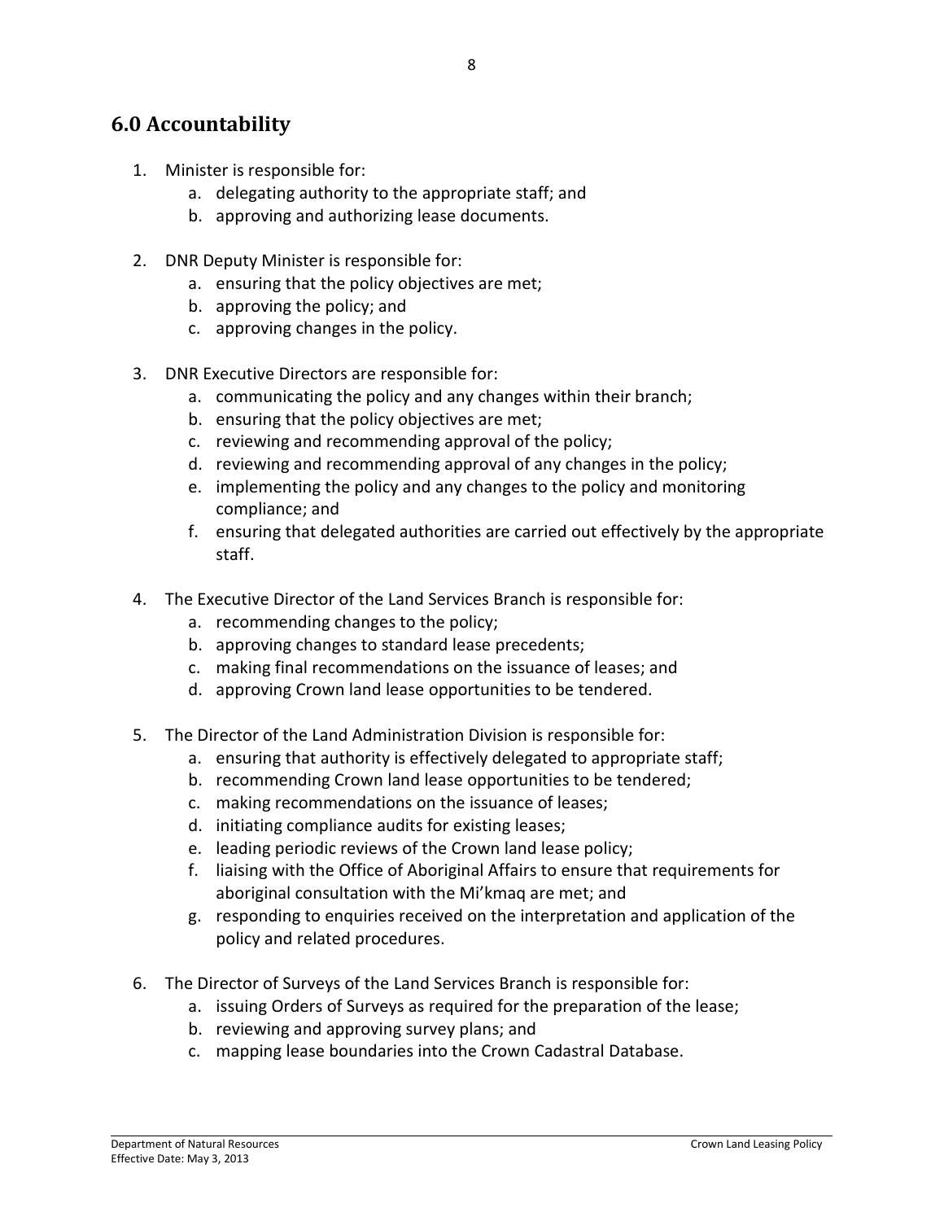## 6.0 Accountability

1. Minister is responsible for:
    a. delegating authority to the appropriate staff; and
    b. approving and authorizing lease documents.

2. DNR Deputy Minister is responsible for:
    a. ensuring that the policy objectives are met;
    b. approving the policy; and
    c. approving changes in the policy.

3. DNR Executive Directors are responsible for:
    a. communicating the policy and any changes within their branch;
    b. ensuring that the policy objectives are met;
    c. reviewing and recommending approval of the policy;
    d. reviewing and recommending approval of any changes in the policy;
    e. implementing the policy and any changes to the policy and monitoring compliance; and
    f. ensuring that delegated authorities are carried out effectively by the appropriate staff.

4. The Executive Director of the Land Services Branch is responsible for:
    a. recommending changes to the policy;
    b. approving changes to standard lease precedents;
    c. making final recommendations on the issuance of leases; and
    d. approving Crown land lease opportunities to be tendered.

5. The Director of the Land Administration Division is responsible for:
    a. ensuring that authority is effectively delegated to appropriate staff;
    b. recommending Crown land lease opportunities to be tendered;
    c. making recommendations on the issuance of leases;
    d. initiating compliance audits for existing leases;
    e. leading periodic reviews of the Crown land lease policy;
    f. liaising with the Office of Aboriginal Affairs to ensure that requirements for aboriginal consultation with the Mi'kmaq are met; and
    g. responding to enquiries received on the interpretation and application of the policy and related procedures.

6. The Director of Surveys of the Land Services Branch is responsible for:
    a. issuing Orders of Surveys as required for the preparation of the lease;
    b. reviewing and approving survey plans; and
    c. mapping lease boundaries into the Crown Cadastral Database.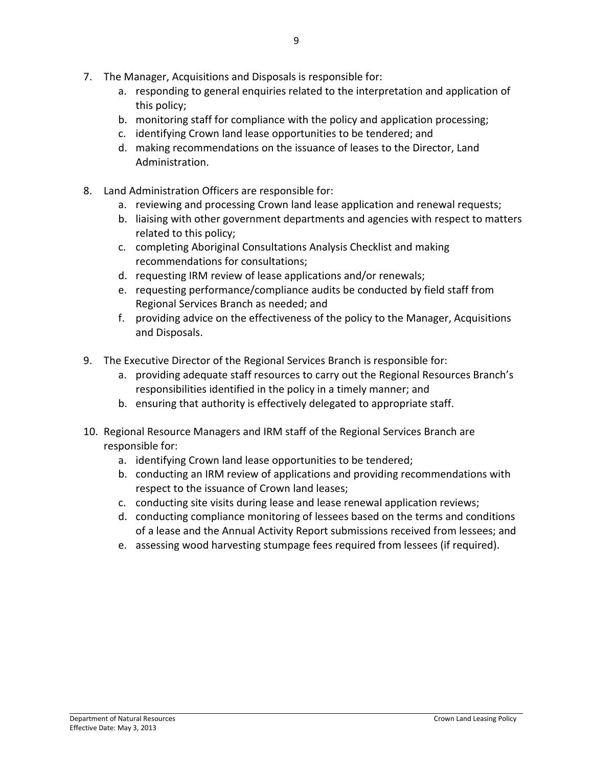7. The Manager, Acquisitions and Disposals is responsible for:
    a. responding to general enquiries related to the interpretation and application of this policy;
    b. monitoring staff for compliance with the policy and application processing;
    c. identifying Crown land lease opportunities to be tendered; and
    d. making recommendations on the issuance of leases to the Director, Land Administration.

8. Land Administration Officers are responsible for:
    a. reviewing and processing Crown land lease application and renewal requests;
    b. liaising with other government departments and agencies with respect to matters related to this policy;
    c. completing Aboriginal Consultations Analysis Checklist and making recommendations for consultations;
    d. requesting IRM review of lease applications and/or renewals;
    e. requesting performance/compliance audits be conducted by field staff from Regional Services Branch as needed; and
    f. providing advice on the effectiveness of the policy to the Manager, Acquisitions and Disposals.

9. The Executive Director of the Regional Services Branch is responsible for:
    a. providing adequate staff resources to carry out the Regional Resources Branch's responsibilities identified in the policy in a timely manner; and
    b. ensuring that authority is effectively delegated to appropriate staff.

10. Regional Resource Managers and IRM staff of the Regional Services Branch are responsible for:
    a. identifying Crown land lease opportunities to be tendered;
    b. conducting an IRM review of applications and providing recommendations with respect to the issuance of Crown land leases;
    c. conducting site visits during lease and lease renewal application reviews;
    d. conducting compliance monitoring of lessees based on the terms and conditions of a lease and the Annual Activity Report submissions received from lessees; and
    e. assessing wood harvesting stumpage fees required from lessees (if required).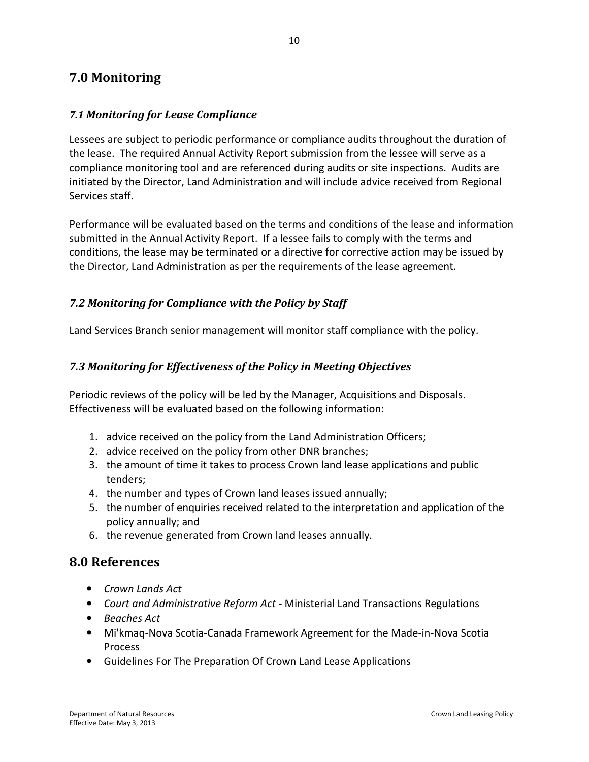## 7.0 Monitoring

### *7.1 Monitoring for Lease Compliance*

Lessees are subject to periodic performance or compliance audits throughout the duration of the lease. The required Annual Activity Report submission from the lessee will serve as a compliance monitoring tool and are referenced during audits or site inspections. Audits are initiated by the Director, Land Administration and will include advice received from Regional Services staff.

Performance will be evaluated based on the terms and conditions of the lease and information submitted in the Annual Activity Report. If a lessee fails to comply with the terms and conditions, the lease may be terminated or a directive for corrective action may be issued by the Director, Land Administration as per the requirements of the lease agreement.

### *7.2 Monitoring for Compliance with the Policy by Staff*

Land Services Branch senior management will monitor staff compliance with the policy.

### *7.3 Monitoring for Effectiveness of the Policy in Meeting Objectives*

Periodic reviews of the policy will be led by the Manager, Acquisitions and Disposals. Effectiveness will be evaluated based on the following information:

1. advice received on the policy from the Land Administration Officers;
2. advice received on the policy from other DNR branches;
3. the amount of time it takes to process Crown land lease applications and public tenders;
4. the number and types of Crown land leases issued annually;
5. the number of enquiries received related to the interpretation and application of the policy annually; and
6. the revenue generated from Crown land leases annually.

## 8.0 References

- *Crown Lands Act*
- *Court and Administrative Reform Act* - Ministerial Land Transactions Regulations
- *Beaches Act*
- Mi'kmaq-Nova Scotia-Canada Framework Agreement for the Made-in-Nova Scotia Process
- Guidelines For The Preparation Of Crown Land Lease Applications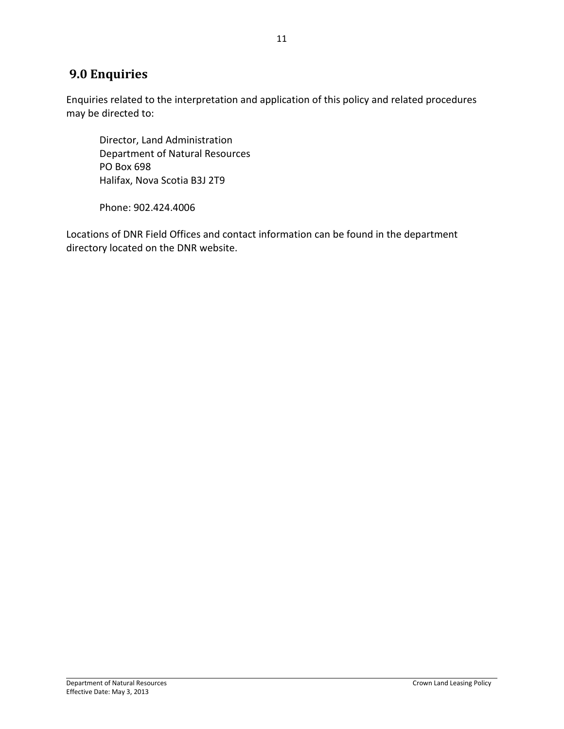## 9.0 Enquiries

Enquiries related to the interpretation and application of this policy and related procedures may be directed to:

Director, Land Administration
Department of Natural Resources
PO Box 698
Halifax, Nova Scotia B3J 2T9

Phone: 902.424.4006

Locations of DNR Field Offices and contact information can be found in the department directory located on the DNR website.